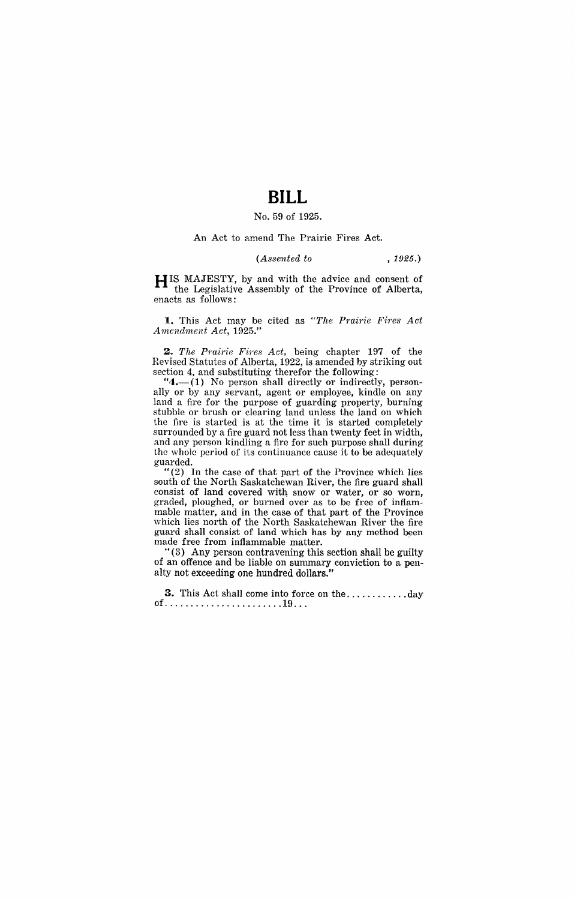# BILL

No. 59 of 1925.

An Act to amend The Prairie Fires Act.

*(Assented to , 1925.)*

HIS MAJESTY, by and with the advice and consent of the Legislative Assembly of the Province of Alberta, enacts as follows:

**1.** This Act may be cited as *"The Prairie Fires Act Amendment Act, 1925."*

**2.** *The Prairie Fires Act*, being chapter 197 of the Revised Statutes of Alberta, 1922, is amended by striking out section 4, and substituting therefor the following:

"**4.**—(1) No person shall directly or indirectly, personally or by any servant, agent or employee, kindle on any land a fire for the purpose of guarding property, burning stubble or brush or clearing land unless the land on which the fire is started is at the time it is started completely surrounded by a fire guard not less than twenty feet in width, and any person kindling a fire for such purpose shall during the whole period of its continuance cause it to be adequately guarded.

"(2) In the case of that part of the Province which lies south of the North Saskatchewan River, the fire guard shall consist of land covered with snow or water, or so worn, graded, ploughed, or burned over as to be free of inflammable matter, and in the case of that part of the Province which lies north of the North Saskatchewan River the fire guard shall consist of land which has by any method been made free from inflammable matter.

"(3) Any person contravening this section shall be guilty of an offence and be liable on summary conviction to a penalty not exceeding one hundred dollars."

**3.** This Act shall come into force on the............day of......................19...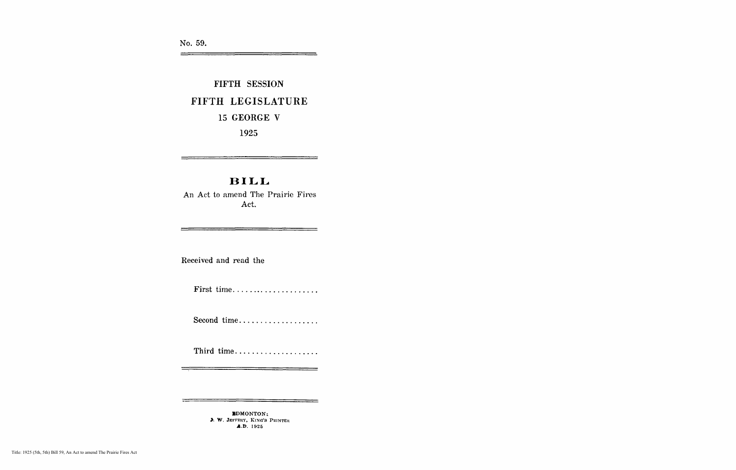No. 59.

# FIFTH SESSION

# FIFTH LEGISLATURE

## 15 GEORGE V

## 1925

# BILL

An Act to amend The Prairie Fires Act.

Received and read the

First time....................

Second time..................

Third time....................

EDMONTON:
J. W. JEFFERY, KING'S PRINTER
A.D. 1925

Title: 1925 (5th, 5th) Bill 59, An Act to amend The Prairie Fires Act